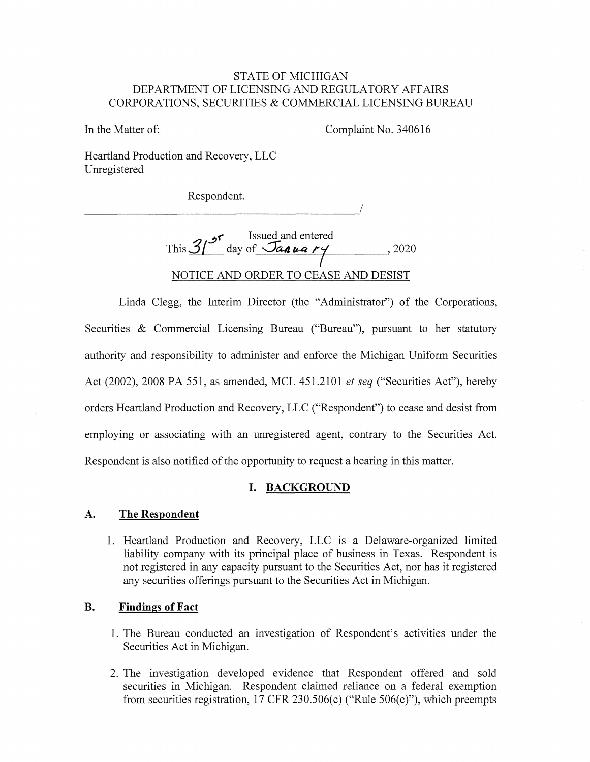STATE OF MICHIGAN
DEPARTMENT OF LICENSING AND REGULATORY AFFAIRS
CORPORATIONS, SECURITIES & COMMERCIAL LICENSING BUREAU

In the Matter of:

Complaint No. 340616

Heartland Production and Recovery, LLC
Unregistered

Respondent.

______________________________________/

Issued and entered
This 31st day of January, 2020

NOTICE AND ORDER TO CEASE AND DESIST

Linda Clegg, the Interim Director (the "Administrator") of the Corporations, Securities & Commercial Licensing Bureau ("Bureau"), pursuant to her statutory authority and responsibility to administer and enforce the Michigan Uniform Securities Act (2002), 2008 PA 551, as amended, MCL 451.2101 *et seq* ("Securities Act"), hereby orders Heartland Production and Recovery, LLC ("Respondent") to cease and desist from employing or associating with an unregistered agent, contrary to the Securities Act. Respondent is also notified of the opportunity to request a hearing in this matter.

## I. BACKGROUND

### A. The Respondent

1. Heartland Production and Recovery, LLC is a Delaware-organized limited liability company with its principal place of business in Texas. Respondent is not registered in any capacity pursuant to the Securities Act, nor has it registered any securities offerings pursuant to the Securities Act in Michigan.

### B. Findings of Fact

1. The Bureau conducted an investigation of Respondent's activities under the Securities Act in Michigan.

2. The investigation developed evidence that Respondent offered and sold securities in Michigan. Respondent claimed reliance on a federal exemption from securities registration, 17 CFR 230.506(c) ("Rule 506(c)"), which preempts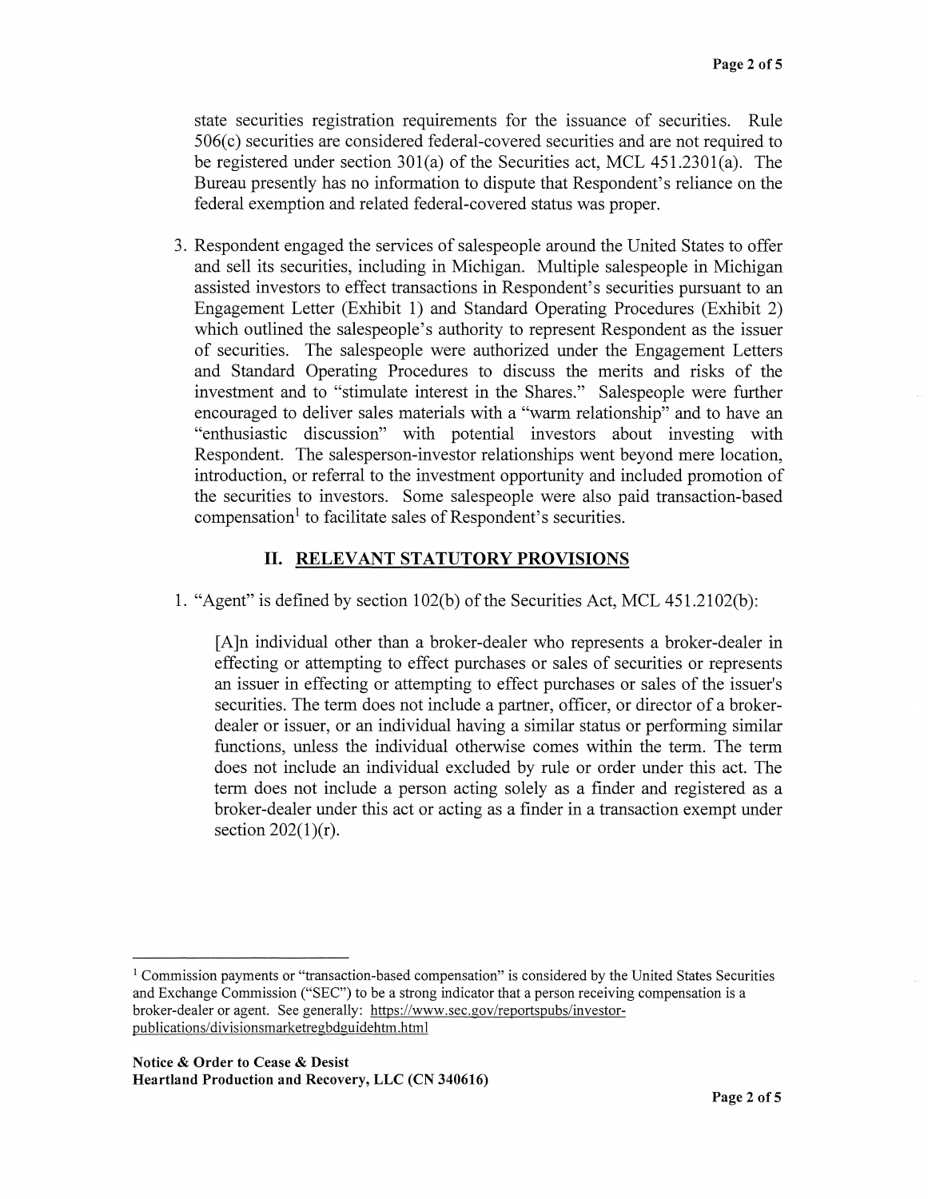state securities registration requirements for the issuance of securities. Rule 506(c) securities are considered federal-covered securities and are not required to be registered under section 301(a) of the Securities act, MCL 451.2301(a). The Bureau presently has no information to dispute that Respondent's reliance on the federal exemption and related federal-covered status was proper.

3. Respondent engaged the services of salespeople around the United States to offer and sell its securities, including in Michigan. Multiple salespeople in Michigan assisted investors to effect transactions in Respondent's securities pursuant to an Engagement Letter (Exhibit 1) and Standard Operating Procedures (Exhibit 2) which outlined the salespeople's authority to represent Respondent as the issuer of securities. The salespeople were authorized under the Engagement Letters and Standard Operating Procedures to discuss the merits and risks of the investment and to "stimulate interest in the Shares." Salespeople were further encouraged to deliver sales materials with a "warm relationship" and to have an "enthusiastic discussion" with potential investors about investing with Respondent. The salesperson-investor relationships went beyond mere location, introduction, or referral to the investment opportunity and included promotion of the securities to investors. Some salespeople were also paid transaction-based compensation[1] to facilitate sales of Respondent's securities.

## II. RELEVANT STATUTORY PROVISIONS

1. "Agent" is defined by section 102(b) of the Securities Act, MCL 451.2102(b):

> [A]n individual other than a broker-dealer who represents a broker-dealer in effecting or attempting to effect purchases or sales of securities or represents an issuer in effecting or attempting to effect purchases or sales of the issuer's securities. The term does not include a partner, officer, or director of a broker-dealer or issuer, or an individual having a similar status or performing similar functions, unless the individual otherwise comes within the term. The term does not include an individual excluded by rule or order under this act. The term does not include a person acting solely as a finder and registered as a broker-dealer under this act or acting as a finder in a transaction exempt under section 202(1)(r).

---

[1] Commission payments or "transaction-based compensation" is considered by the United States Securities and Exchange Commission ("SEC") to be a strong indicator that a person receiving compensation is a broker-dealer or agent. See generally: https://www.sec.gov/reportspubs/investor-publications/divisionsmarketregbdguidehtm.html

**Notice & Order to Cease & Desist**
**Heartland Production and Recovery, LLC (CN 340616)**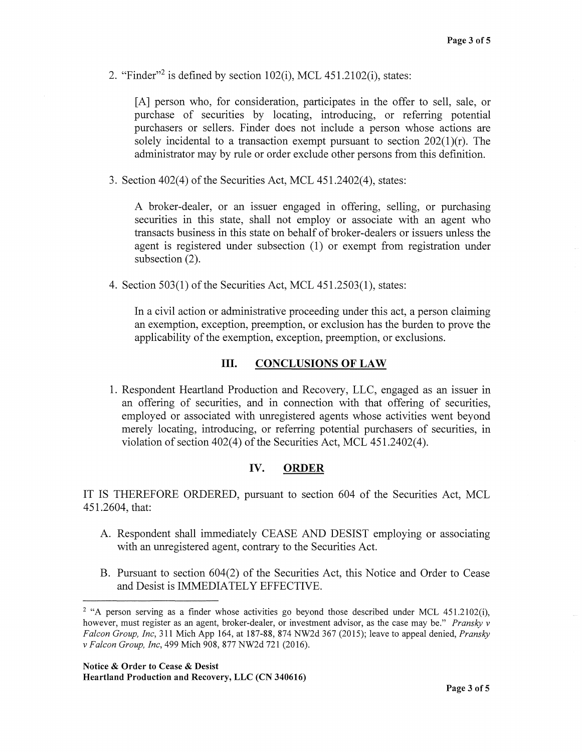2. "Finder"[2] is defined by section 102(i), MCL 451.2102(i), states:

   > [A] person who, for consideration, participates in the offer to sell, sale, or purchase of securities by locating, introducing, or referring potential purchasers or sellers. Finder does not include a person whose actions are solely incidental to a transaction exempt pursuant to section 202(1)(r). The administrator may by rule or order exclude other persons from this definition.

3. Section 402(4) of the Securities Act, MCL 451.2402(4), states:

   > A broker-dealer, or an issuer engaged in offering, selling, or purchasing securities in this state, shall not employ or associate with an agent who transacts business in this state on behalf of broker-dealers or issuers unless the agent is registered under subsection (1) or exempt from registration under subsection (2).

4. Section 503(1) of the Securities Act, MCL 451.2503(1), states:

   > In a civil action or administrative proceeding under this act, a person claiming an exemption, exception, preemption, or exclusion has the burden to prove the applicability of the exemption, exception, preemption, or exclusions.

## III. CONCLUSIONS OF LAW

1. Respondent Heartland Production and Recovery, LLC, engaged as an issuer in an offering of securities, and in connection with that offering of securities, employed or associated with unregistered agents whose activities went beyond merely locating, introducing, or referring potential purchasers of securities, in violation of section 402(4) of the Securities Act, MCL 451.2402(4).

## IV. ORDER

IT IS THEREFORE ORDERED, pursuant to section 604 of the Securities Act, MCL 451.2604, that:

A. Respondent shall immediately CEASE AND DESIST employing or associating with an unregistered agent, contrary to the Securities Act.

B. Pursuant to section 604(2) of the Securities Act, this Notice and Order to Cease and Desist is IMMEDIATELY EFFECTIVE.

---

[2] "A person serving as a finder whose activities go beyond those described under MCL 451.2102(i), however, must register as an agent, broker-dealer, or investment advisor, as the case may be." *Pransky v Falcon Group, Inc*, 311 Mich App 164, at 187-88, 874 NW2d 367 (2015); leave to appeal denied, *Pransky v Falcon Group, Inc*, 499 Mich 908, 877 NW2d 721 (2016).

**Notice & Order to Cease & Desist**
**Heartland Production and Recovery, LLC (CN 340616)**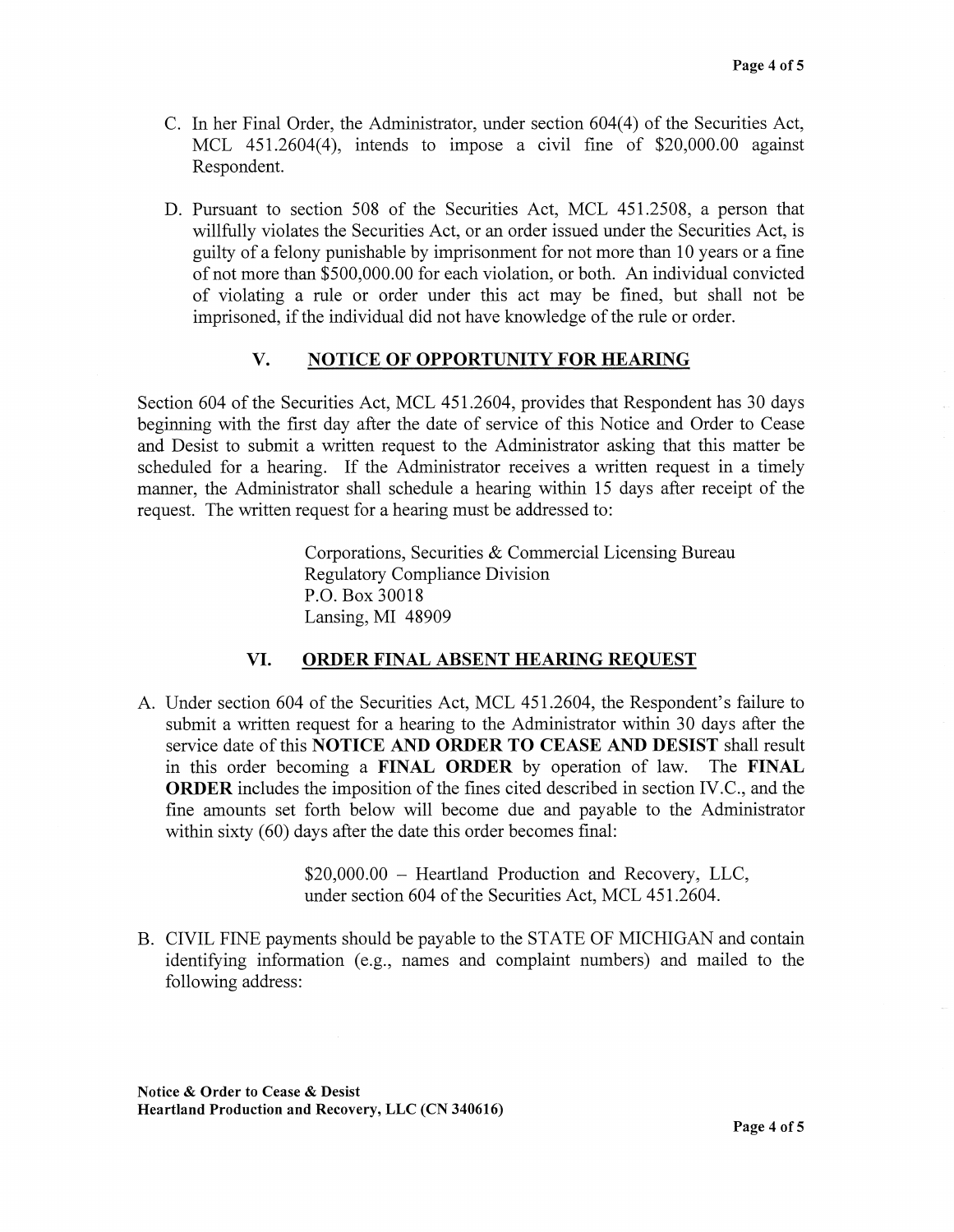C. In her Final Order, the Administrator, under section 604(4) of the Securities Act, MCL 451.2604(4), intends to impose a civil fine of $20,000.00 against Respondent.

D. Pursuant to section 508 of the Securities Act, MCL 451.2508, a person that willfully violates the Securities Act, or an order issued under the Securities Act, is guilty of a felony punishable by imprisonment for not more than 10 years or a fine of not more than $500,000.00 for each violation, or both. An individual convicted of violating a rule or order under this act may be fined, but shall not be imprisoned, if the individual did not have knowledge of the rule or order.

## V. NOTICE OF OPPORTUNITY FOR HEARING

Section 604 of the Securities Act, MCL 451.2604, provides that Respondent has 30 days beginning with the first day after the date of service of this Notice and Order to Cease and Desist to submit a written request to the Administrator asking that this matter be scheduled for a hearing. If the Administrator receives a written request in a timely manner, the Administrator shall schedule a hearing within 15 days after receipt of the request. The written request for a hearing must be addressed to:

> Corporations, Securities & Commercial Licensing Bureau
> Regulatory Compliance Division
> P.O. Box 30018
> Lansing, MI 48909

## VI. ORDER FINAL ABSENT HEARING REQUEST

A. Under section 604 of the Securities Act, MCL 451.2604, the Respondent's failure to submit a written request for a hearing to the Administrator within 30 days after the service date of this **NOTICE AND ORDER TO CEASE AND DESIST** shall result in this order becoming a **FINAL ORDER** by operation of law. The **FINAL ORDER** includes the imposition of the fines cited described in section IV.C., and the fine amounts set forth below will become due and payable to the Administrator within sixty (60) days after the date this order becomes final:

> $20,000.00 – Heartland Production and Recovery, LLC, under section 604 of the Securities Act, MCL 451.2604.

B. CIVIL FINE payments should be payable to the STATE OF MICHIGAN and contain identifying information (e.g., names and complaint numbers) and mailed to the following address: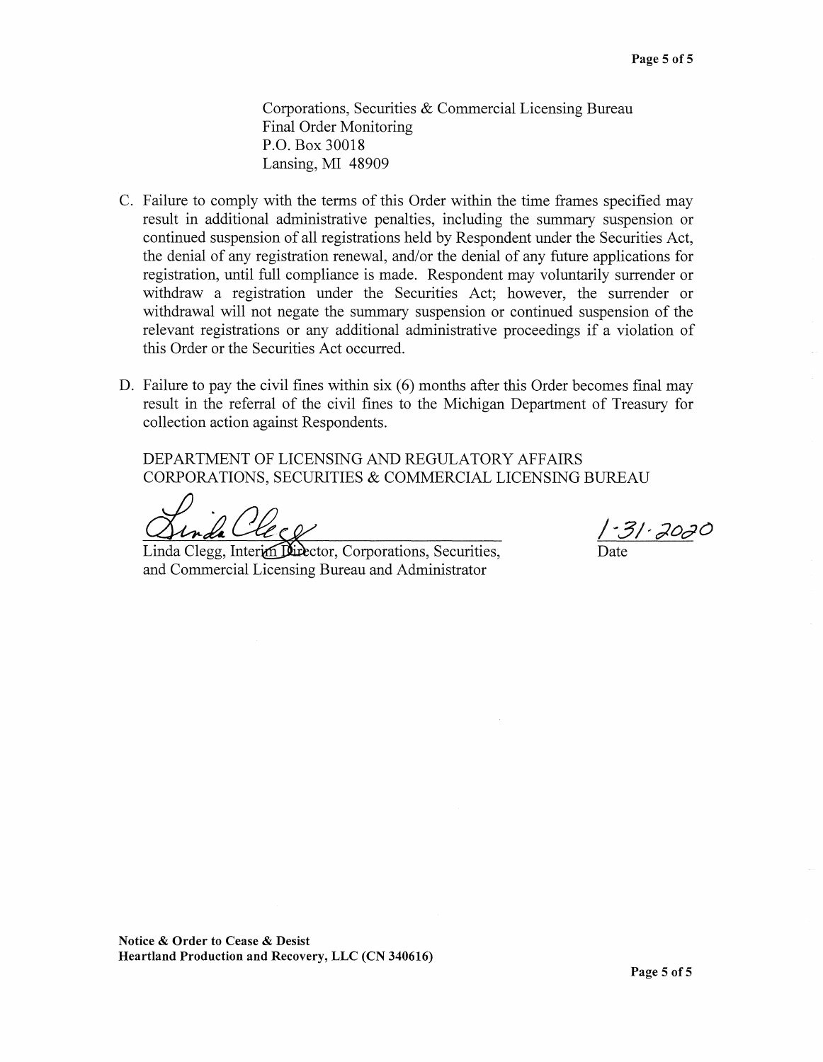Corporations, Securities & Commercial Licensing Bureau
Final Order Monitoring
P.O. Box 30018
Lansing, MI 48909

C. Failure to comply with the terms of this Order within the time frames specified may result in additional administrative penalties, including the summary suspension or continued suspension of all registrations held by Respondent under the Securities Act, the denial of any registration renewal, and/or the denial of any future applications for registration, until full compliance is made. Respondent may voluntarily surrender or withdraw a registration under the Securities Act; however, the surrender or withdrawal will not negate the summary suspension or continued suspension of the relevant registrations or any additional administrative proceedings if a violation of this Order or the Securities Act occurred.

D. Failure to pay the civil fines within six (6) months after this Order becomes final may result in the referral of the civil fines to the Michigan Department of Treasury for collection action against Respondents.

DEPARTMENT OF LICENSING AND REGULATORY AFFAIRS
CORPORATIONS, SECURITIES & COMMERCIAL LICENSING BUREAU

Linda Clegg

Linda Clegg, Interim Director, Corporations, Securities, and Commercial Licensing Bureau and Administrator

1-31-2020
Date

**Notice & Order to Cease & Desist**
**Heartland Production and Recovery, LLC (CN 340616)**